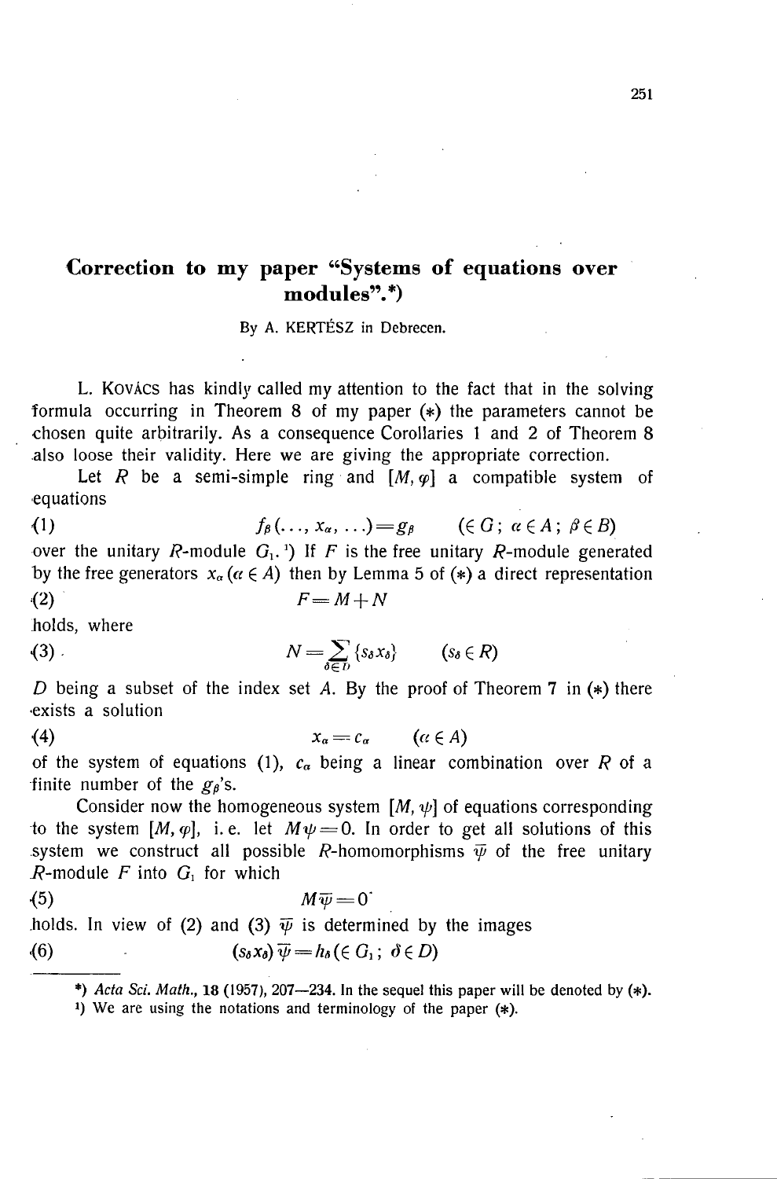# Correction to my paper "Systems of equations over modules".*)

By A. KERTÉSZ in Debrecen.

L. KOVÁCS has kindly called my attention to the fact that in the solving formula occurring in Theorem 8 of my paper (*) the parameters cannot be chosen quite arbitrarily. As a consequence Corollaries 1 and 2 of Theorem 8 also loose their validity. Here we are giving the appropriate correction.

Let $R$ be a semi-simple ring and $[M, \varphi]$ a compatible system of equations

$$f_\beta(\ldots, x_\alpha, \ldots) = g_\beta \qquad (\in G;\ \alpha \in A;\ \beta \in B) \tag{1}$$

over the unitary $R$-module $G_1$.[1]) If $F$ is the free unitary $R$-module generated by the free generators $x_\alpha\ (\alpha \in A)$ then by Lemma 5 of (*) a direct representation

$$F = M + N \tag{2}$$

holds, where

$$N = \sum_{\delta \in D} \{s_\delta x_\delta\} \qquad (s_\delta \in R) \tag{3}$$

$D$ being a subset of the index set $A$. By the proof of Theorem 7 in (*) there exists a solution

$$x_\alpha = c_\alpha \qquad (\alpha \in A) \tag{4}$$

of the system of equations (1), $c_\alpha$ being a linear combination over $R$ of a finite number of the $g_\beta$'s.

Consider now the homogeneous system $[M, \psi]$ of equations corresponding to the system $[M, \varphi]$, i. e. let $M\psi = 0$. In order to get all solutions of this system we construct all possible $R$-homomorphisms $\overline{\psi}$ of the free unitary $R$-module $F$ into $G_1$ for which

$$M\overline{\psi} = 0 \tag{5}$$

holds. In view of (2) and (3) $\overline{\psi}$ is determined by the images

$$(s_\delta x_\delta)\overline{\psi} = h_\delta\ (\in G_1;\ \delta \in D) \tag{6}$$

---

*) *Acta Sci. Math.*, **18** (1957), 207—234. In the sequel this paper will be denoted by (*).

[1]) We are using the notations and terminology of the paper (*).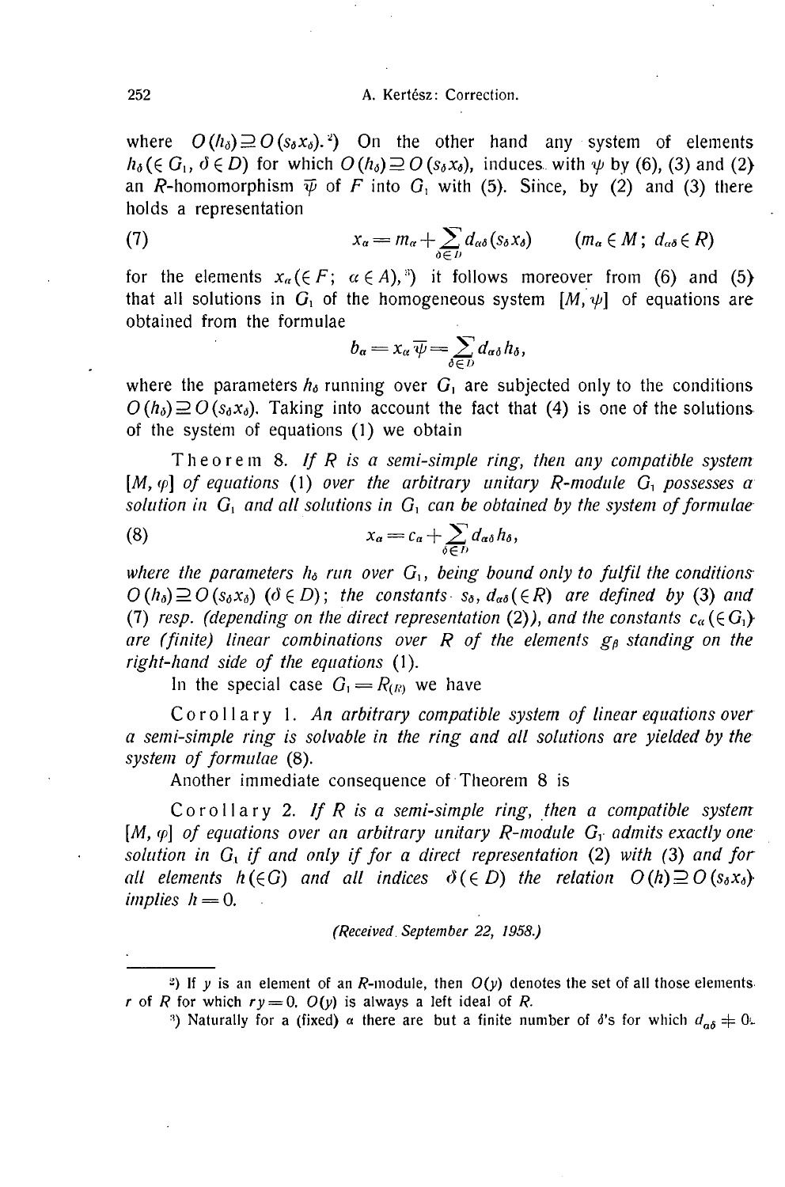where $O(h_\delta) \supseteq O(s_\delta x_\delta)$.[2]) On the other hand any system of elements $h_\delta (\in G_1, \delta \in D)$ for which $O(h_\delta) \supseteq O(s_\delta x_\delta)$, induces with $\psi$ by (6), (3) and (2) an $R$-homomorphism $\overline{\psi}$ of $F$ into $G_1$ with (5). Since, by (2) and (3) there holds a representation

$$x_\alpha = m_\alpha + \sum_{\delta \in D} d_{\alpha\delta}(s_\delta x_\delta) \qquad (m_\alpha \in M;\ d_{\alpha\delta} \in R) \tag{7}$$

for the elements $x_\alpha (\in F;\ \alpha \in A)$,[3]) it follows moreover from (6) and (5) that all solutions in $G_1$ of the homogeneous system $[M, \psi]$ of equations are obtained from the formulae

$$b_\alpha = x_\alpha \overline{\psi} = \sum_{\delta \in D} d_{\alpha\delta} h_\delta,$$

where the parameters $h_\delta$ running over $G_1$ are subjected only to the conditions $O(h_\delta) \supseteq O(s_\delta x_\delta)$. Taking into account the fact that (4) is one of the solutions of the system of equations (1) we obtain

Theorem 8. *If $R$ is a semi-simple ring, then any compatible system $[M, \varphi]$ of equations* (1) *over the arbitrary unitary $R$-module $G_1$ possesses a solution in $G_1$ and all solutions in $G_1$ can be obtained by the system of formulae*

$$x_\alpha = c_\alpha + \sum_{\delta \in D} d_{\alpha\delta} h_\delta, \tag{8}$$

*where the parameters $h_\delta$ run over $G_1$, being bound only to fulfil the conditions $O(h_\delta) \supseteq O(s_\delta x_\delta)$ $(\delta \in D)$; the constants $s_\delta, d_{\alpha\delta} (\in R)$ are defined by* (3) *and* (7) *resp. (depending on the direct representation* (2)*), and the constants $c_\alpha (\in G_1)$ are (finite) linear combinations over $R$ of the elements $g_\beta$ standing on the right-hand side of the equations* (1).

In the special case $G_1 = R_{(R)}$ we have

Corollary 1. *An arbitrary compatible system of linear equations over a semi-simple ring is solvable in the ring and all solutions are yielded by the system of formulae* (8).

Another immediate consequence of Theorem 8 is

Corollary 2. *If $R$ is a semi-simple ring, then a compatible system $[M, \varphi]$ of equations over an arbitrary unitary $R$-module $G_1$ admits exactly one solution in $G_1$ if and only if for a direct representation* (2) *with* (3) *and for all elements $h (\in G)$ and all indices $\delta (\in D)$ the relation $O(h) \supseteq O(s_\delta x_\delta)$ implies $h = 0$.*

*(Received September 22, 1958.)*

---

[2]) If $y$ is an element of an $R$-module, then $O(y)$ denotes the set of all those elements $r$ of $R$ for which $ry = 0$. $O(y)$ is always a left ideal of $R$.

[3]) Naturally for a (fixed) $\alpha$ there are but a finite number of $\delta$'s for which $d_{\alpha\delta} \neq 0$.